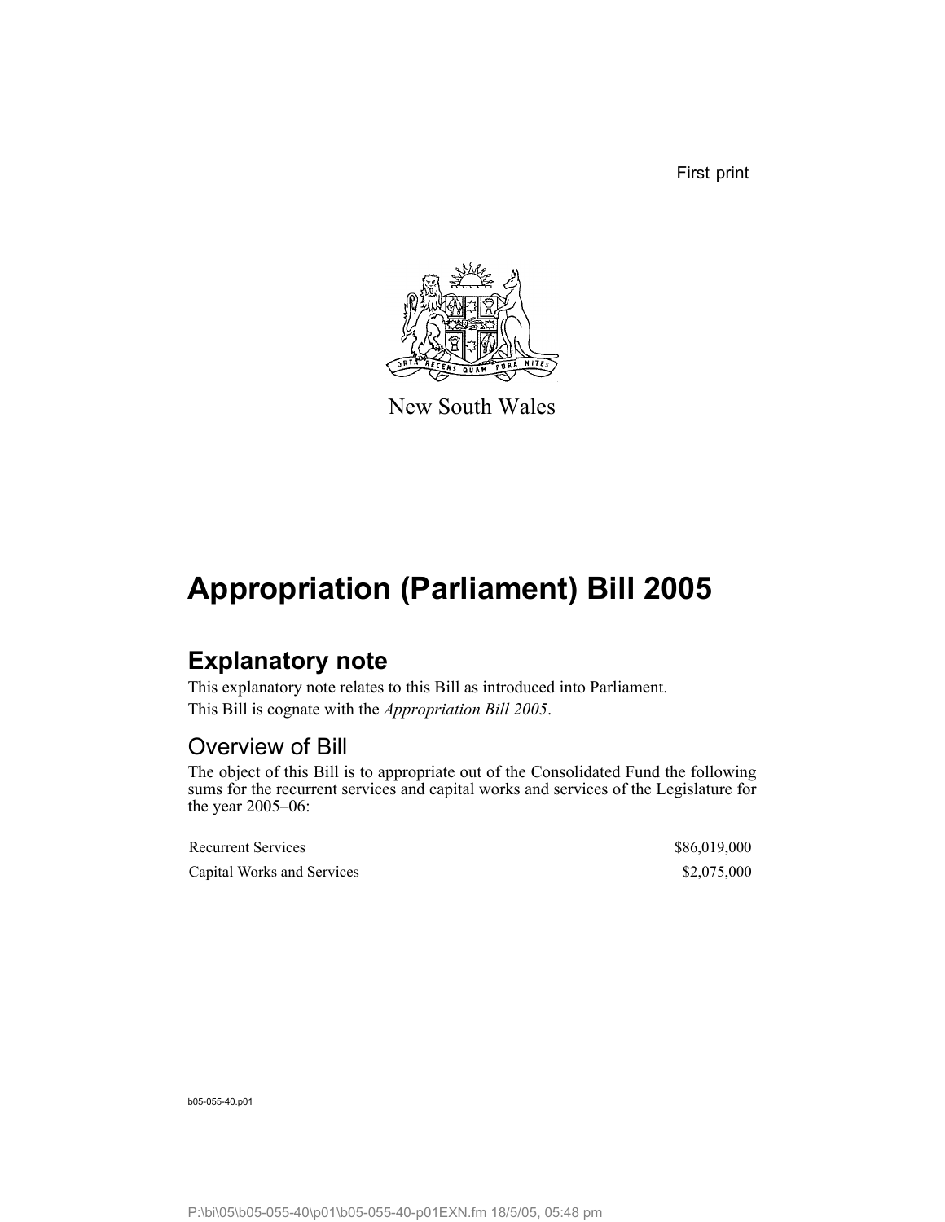First print

New South Wales

# Appropriation (Parliament) Bill 2005

## Explanatory note

This explanatory note relates to this Bill as introduced into Parliament.

This Bill is cognate with the *Appropriation Bill 2005*.

### Overview of Bill

The object of this Bill is to appropriate out of the Consolidated Fund the following sums for the recurrent services and capital works and services of the Legislature for the year 2005–06:

| | |
|---|---|
| Recurrent Services | \$86,019,000 |
| Capital Works and Services | \$2,075,000 |

b05-055-40.p01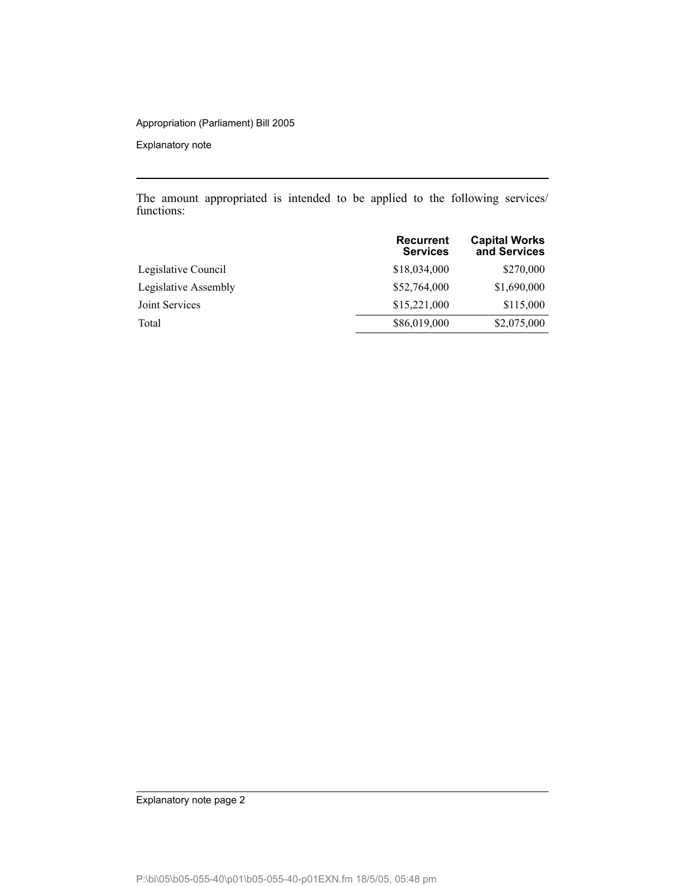The amount appropriated is intended to be applied to the following services/ functions:

| | Recurrent Services | Capital Works and Services |
|---|---|---|
| Legislative Council | $18,034,000 | $270,000 |
| Legislative Assembly | $52,764,000 | $1,690,000 |
| Joint Services | $15,221,000 | $115,000 |
| Total | $86,019,000 | $2,075,000 |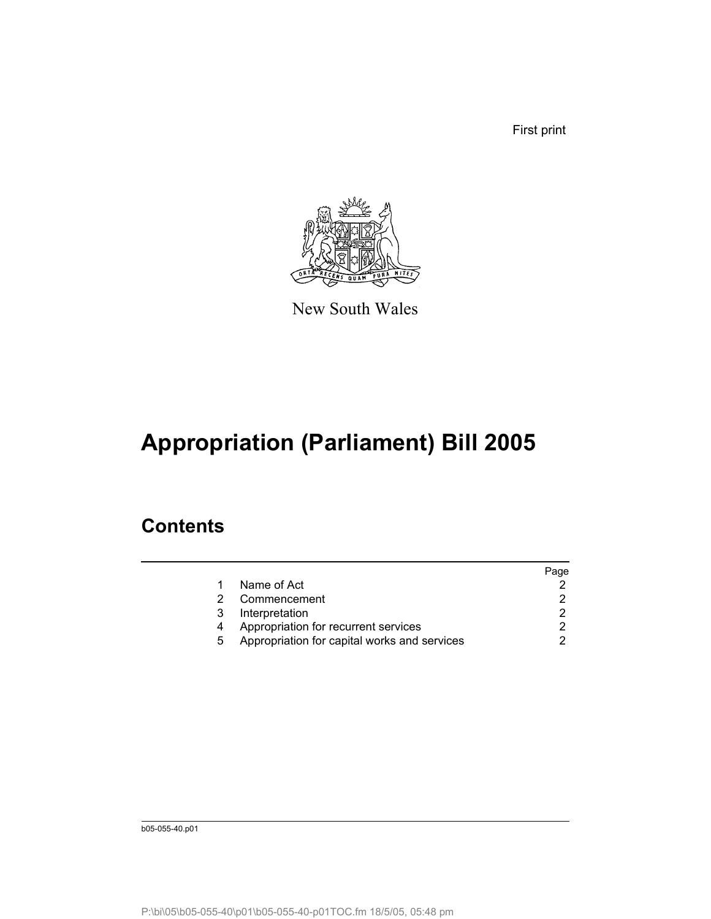First print

New South Wales

# Appropriation (Parliament) Bill 2005

## Contents

| | | Page |
|---|---|---|
| 1 | Name of Act | 2 |
| 2 | Commencement | 2 |
| 3 | Interpretation | 2 |
| 4 | Appropriation for recurrent services | 2 |
| 5 | Appropriation for capital works and services | 2 |

b05-055-40.p01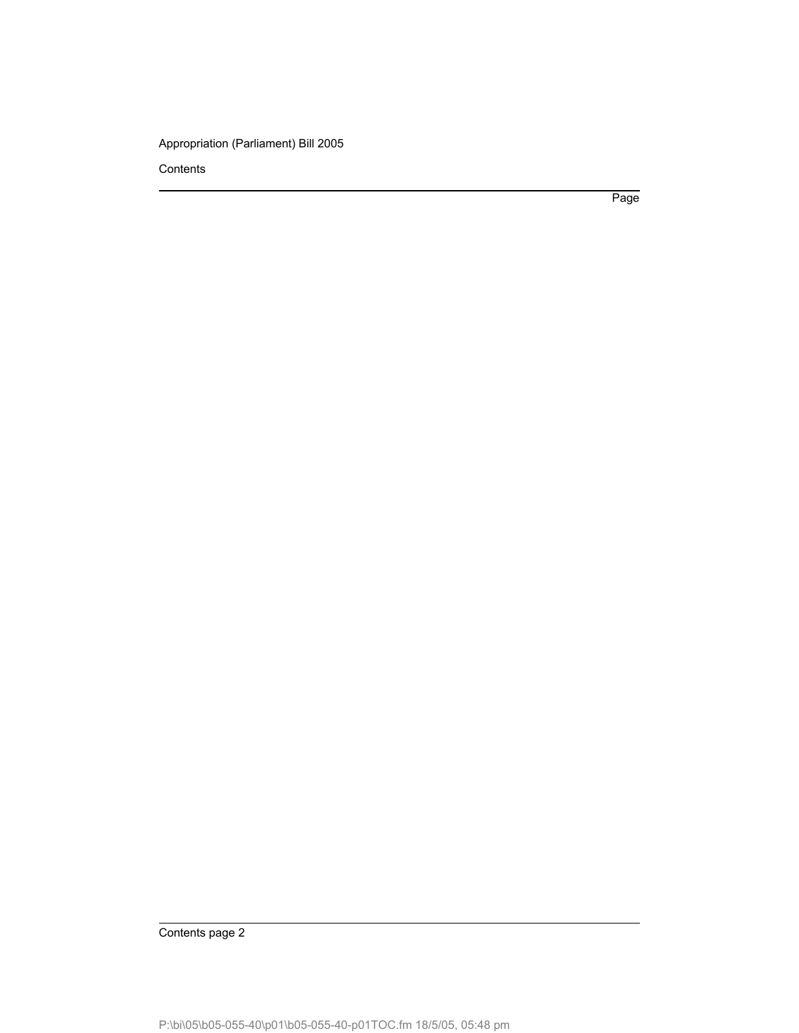Contents

Page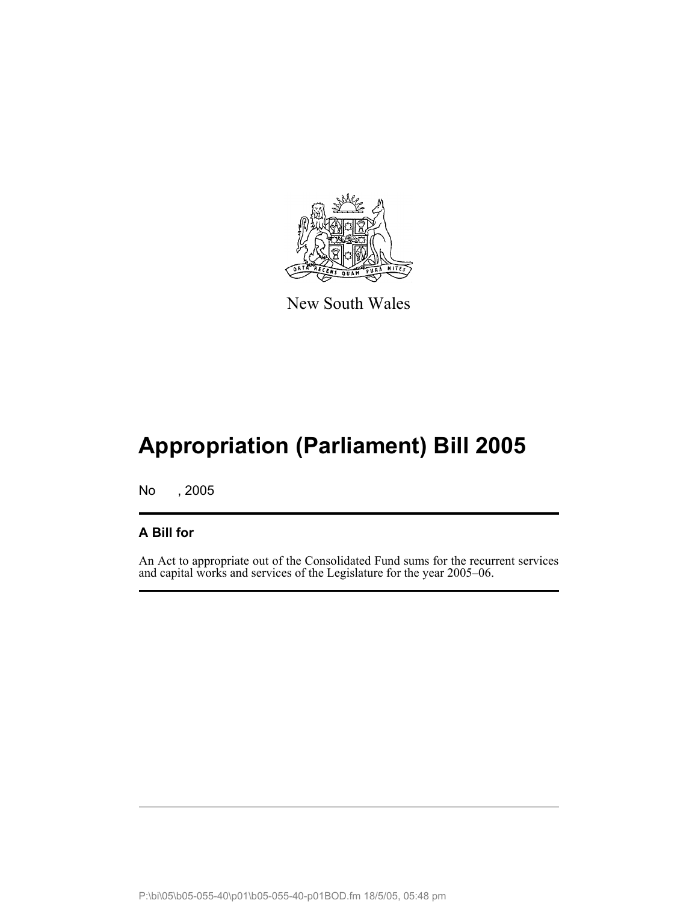New South Wales

# Appropriation (Parliament) Bill 2005

No , 2005

## A Bill for

An Act to appropriate out of the Consolidated Fund sums for the recurrent services and capital works and services of the Legislature for the year 2005–06.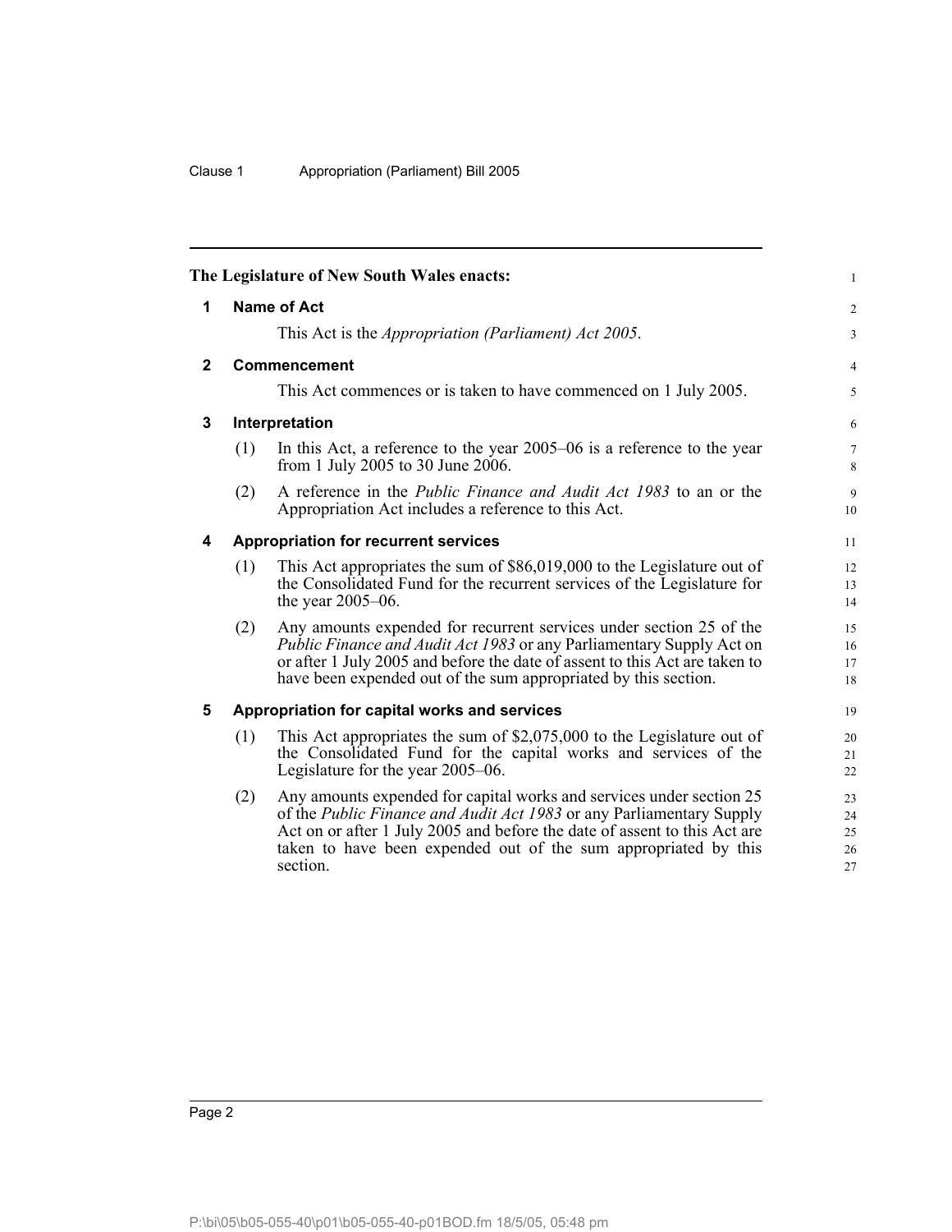**The Legislature of New South Wales enacts:**

## 1 Name of Act

This Act is the *Appropriation (Parliament) Act 2005*.

## 2 Commencement

This Act commences or is taken to have commenced on 1 July 2005.

## 3 Interpretation

(1) In this Act, a reference to the year 2005–06 is a reference to the year from 1 July 2005 to 30 June 2006.

(2) A reference in the *Public Finance and Audit Act 1983* to an or the Appropriation Act includes a reference to this Act.

## 4 Appropriation for recurrent services

(1) This Act appropriates the sum of $86,019,000 to the Legislature out of the Consolidated Fund for the recurrent services of the Legislature for the year 2005–06.

(2) Any amounts expended for recurrent services under section 25 of the *Public Finance and Audit Act 1983* or any Parliamentary Supply Act on or after 1 July 2005 and before the date of assent to this Act are taken to have been expended out of the sum appropriated by this section.

## 5 Appropriation for capital works and services

(1) This Act appropriates the sum of $2,075,000 to the Legislature out of the Consolidated Fund for the capital works and services of the Legislature for the year 2005–06.

(2) Any amounts expended for capital works and services under section 25 of the *Public Finance and Audit Act 1983* or any Parliamentary Supply Act on or after 1 July 2005 and before the date of assent to this Act are taken to have been expended out of the sum appropriated by this section.